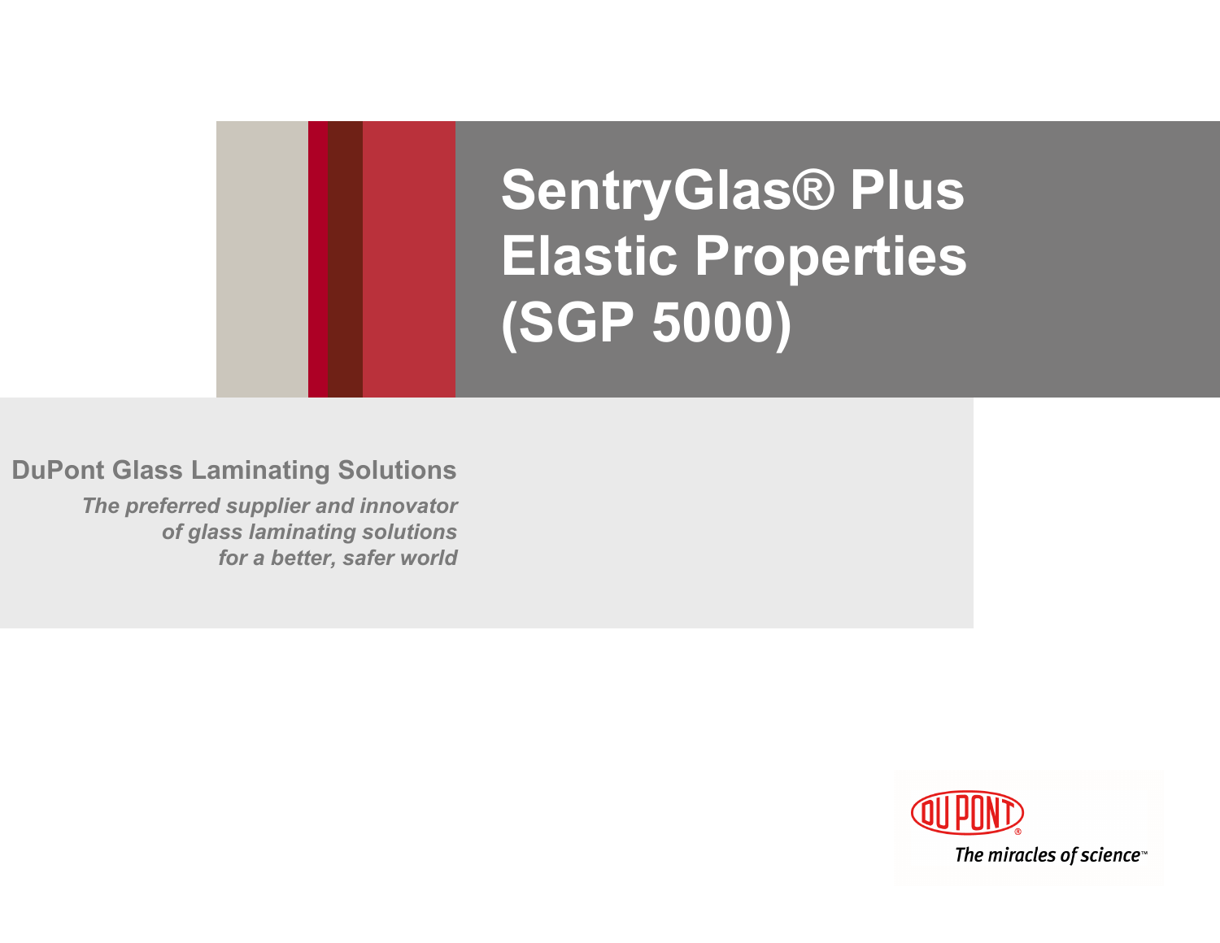# SentryGlas® Plus Elastic Properties (SGP 5000)

**DuPont Glass Laminating Solutions**

***The preferred supplier and innovator of glass laminating solutions for a better, safer world***

DuPont®

*The miracles of science™*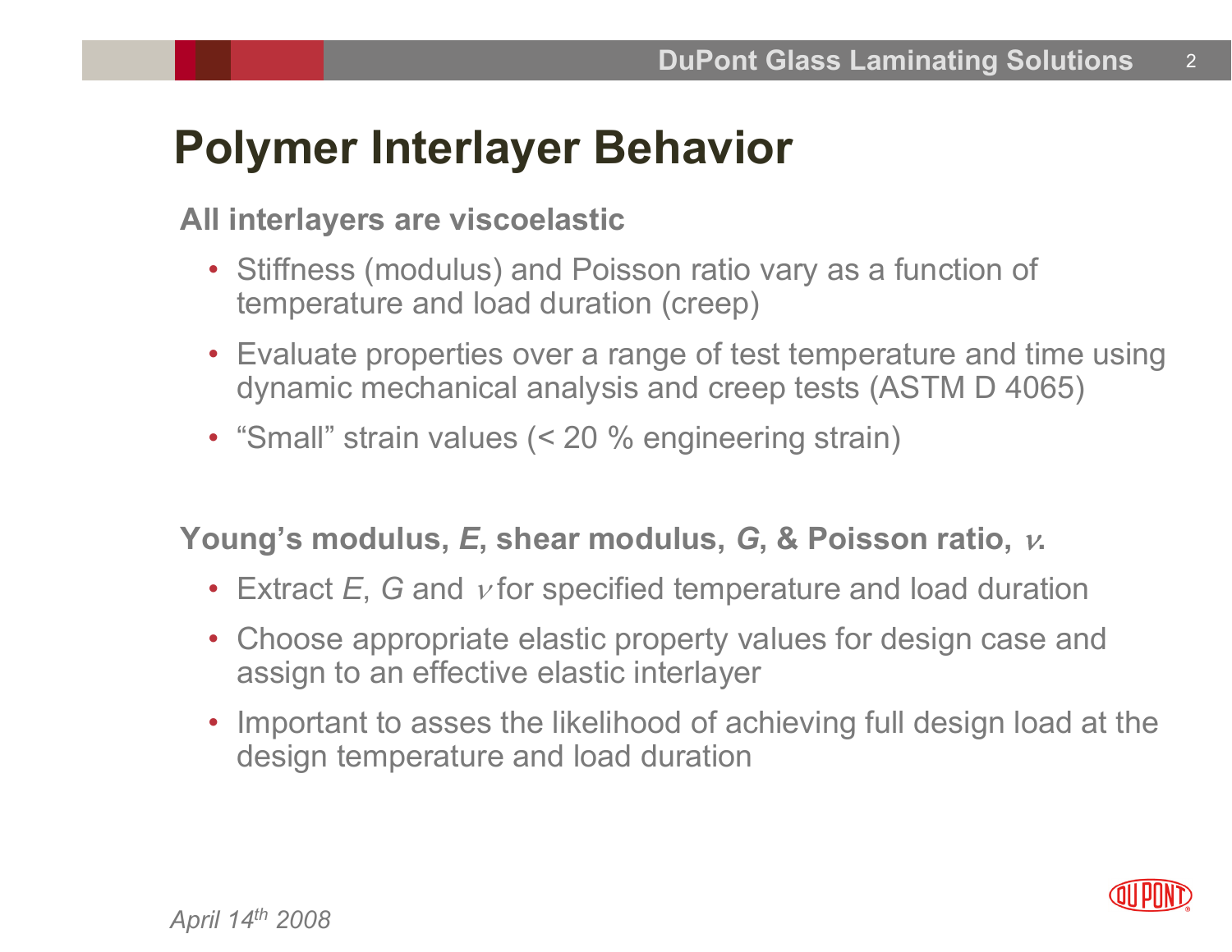# Polymer Interlayer Behavior

**All interlayers are viscoelastic**

- Stiffness (modulus) and Poisson ratio vary as a function of temperature and load duration (creep)
- Evaluate properties over a range of test temperature and time using dynamic mechanical analysis and creep tests (ASTM D 4065)
- “Small” strain values (< 20 % engineering strain)

**Young’s modulus, *E*, shear modulus, *G*, & Poisson ratio, $\nu$.**

- Extract *E*, *G* and $\nu$ for specified temperature and load duration
- Choose appropriate elastic property values for design case and assign to an effective elastic interlayer
- Important to asses the likelihood of achieving full design load at the design temperature and load duration

*April 14th 2008*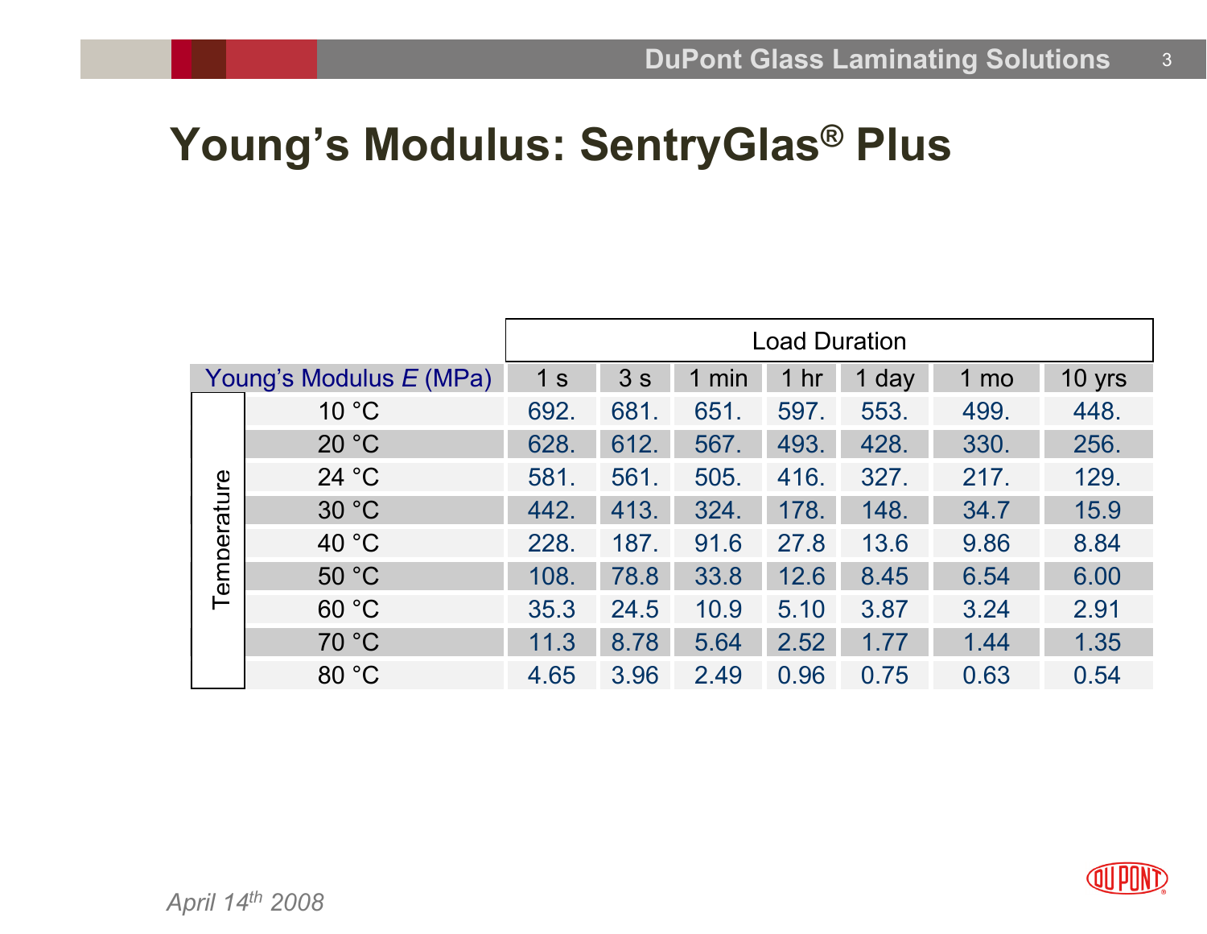# Young's Modulus: SentryGlas® Plus

| Young's Modulus *E* (MPa) | Load Duration | | | | | | |
|---|---|---|---|---|---|---|---|
| Temperature | 1 s | 3 s | 1 min | 1 hr | 1 day | 1 mo | 10 yrs |
| 10 °C | 692. | 681. | 651. | 597. | 553. | 499. | 448. |
| 20 °C | 628. | 612. | 567. | 493. | 428. | 330. | 256. |
| 24 °C | 581. | 561. | 505. | 416. | 327. | 217. | 129. |
| 30 °C | 442. | 413. | 324. | 178. | 148. | 34.7 | 15.9 |
| 40 °C | 228. | 187. | 91.6 | 27.8 | 13.6 | 9.86 | 8.84 |
| 50 °C | 108. | 78.8 | 33.8 | 12.6 | 8.45 | 6.54 | 6.00 |
| 60 °C | 35.3 | 24.5 | 10.9 | 5.10 | 3.87 | 3.24 | 2.91 |
| 70 °C | 11.3 | 8.78 | 5.64 | 2.52 | 1.77 | 1.44 | 1.35 |
| 80 °C | 4.65 | 3.96 | 2.49 | 0.96 | 0.75 | 0.63 | 0.54 |

*April 14th 2008*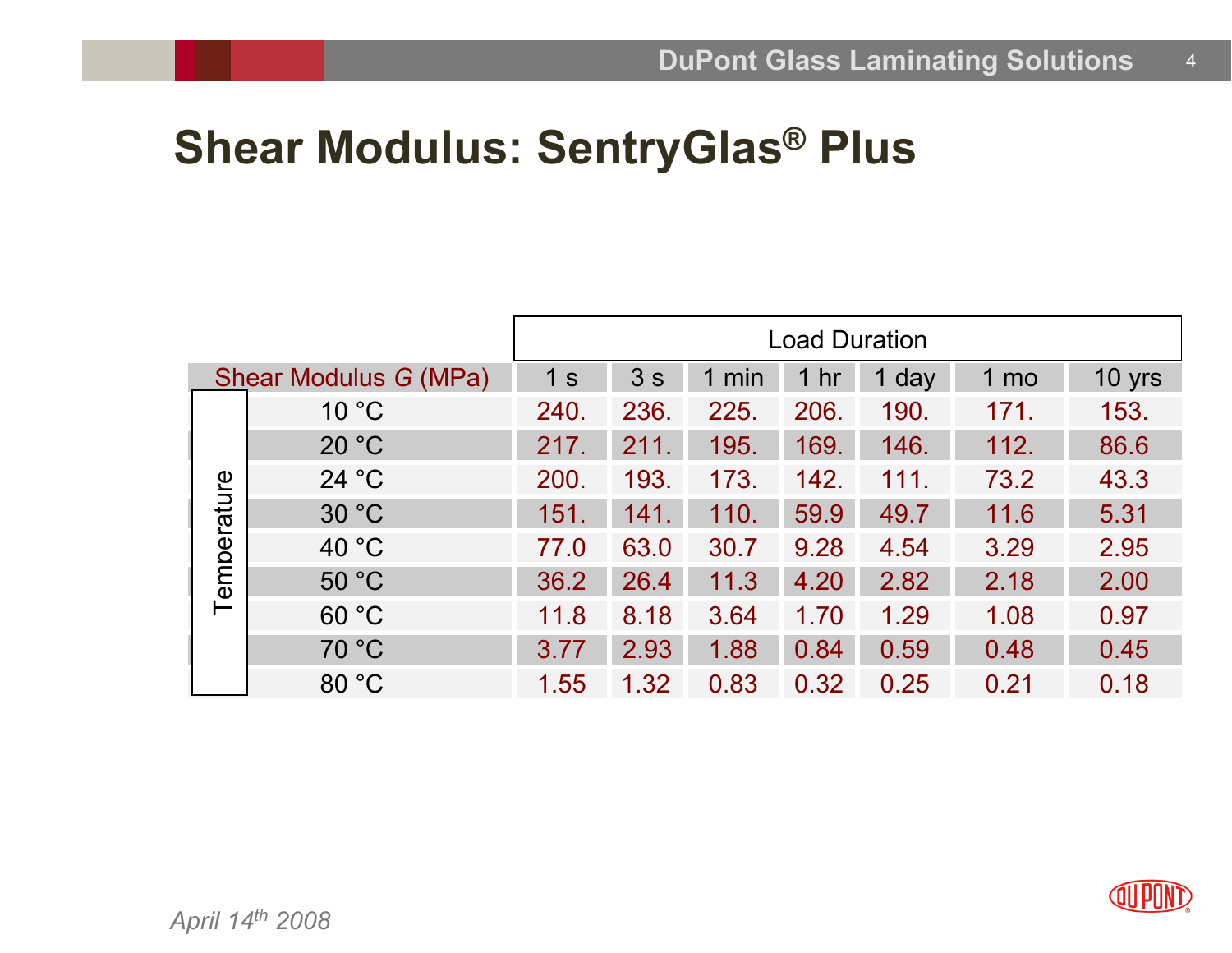# Shear Modulus: SentryGlas® Plus

| | | Load Duration | | | | | | |
|---|---|---|---|---|---|---|---|---|
| Shear Modulus *G* (MPa) | | 1 s | 3 s | 1 min | 1 hr | 1 day | 1 mo | 10 yrs |
| Temperature | 10 °C | 240. | 236. | 225. | 206. | 190. | 171. | 153. |
| | 20 °C | 217. | 211. | 195. | 169. | 146. | 112. | 86.6 |
| | 24 °C | 200. | 193. | 173. | 142. | 111. | 73.2 | 43.3 |
| | 30 °C | 151. | 141. | 110. | 59.9 | 49.7 | 11.6 | 5.31 |
| | 40 °C | 77.0 | 63.0 | 30.7 | 9.28 | 4.54 | 3.29 | 2.95 |
| | 50 °C | 36.2 | 26.4 | 11.3 | 4.20 | 2.82 | 2.18 | 2.00 |
| | 60 °C | 11.8 | 8.18 | 3.64 | 1.70 | 1.29 | 1.08 | 0.97 |
| | 70 °C | 3.77 | 2.93 | 1.88 | 0.84 | 0.59 | 0.48 | 0.45 |
| | 80 °C | 1.55 | 1.32 | 0.83 | 0.32 | 0.25 | 0.21 | 0.18 |

*April 14th 2008*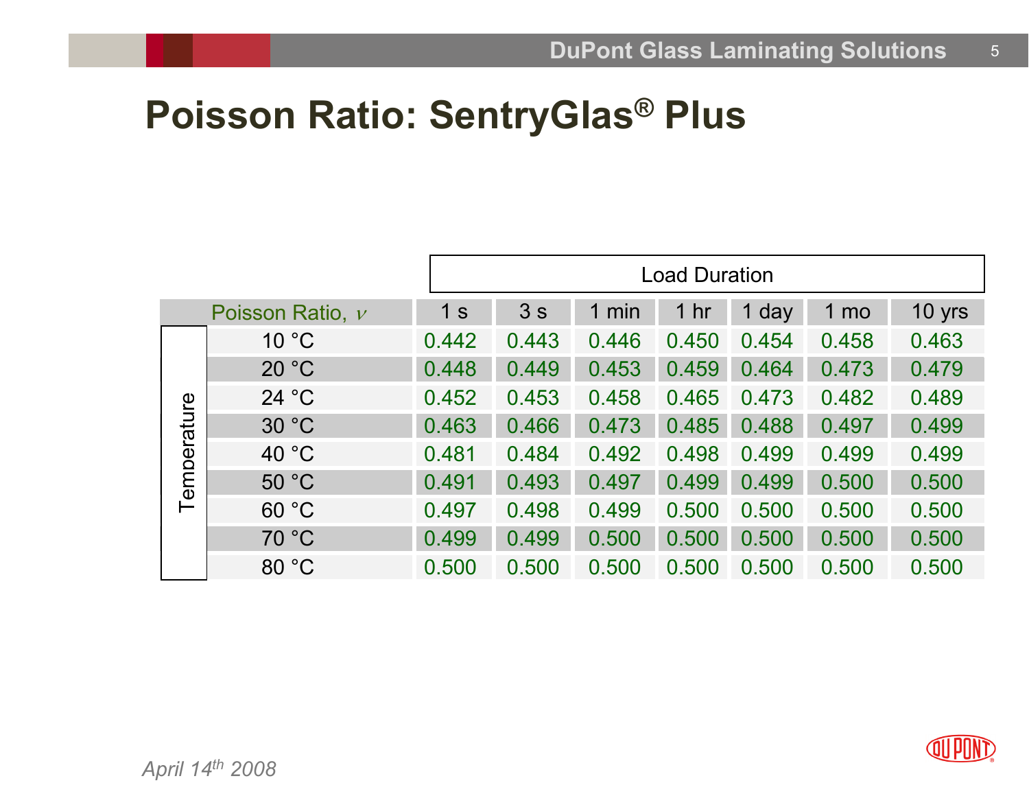# Poisson Ratio: SentryGlas® Plus

| | | Load Duration | | | | | | |
|---|---|---|---|---|---|---|---|---|
| | Poisson Ratio, $\nu$ | 1 s | 3 s | 1 min | 1 hr | 1 day | 1 mo | 10 yrs |
| Temperature | 10 °C | 0.442 | 0.443 | 0.446 | 0.450 | 0.454 | 0.458 | 0.463 |
| | 20 °C | 0.448 | 0.449 | 0.453 | 0.459 | 0.464 | 0.473 | 0.479 |
| | 24 °C | 0.452 | 0.453 | 0.458 | 0.465 | 0.473 | 0.482 | 0.489 |
| | 30 °C | 0.463 | 0.466 | 0.473 | 0.485 | 0.488 | 0.497 | 0.499 |
| | 40 °C | 0.481 | 0.484 | 0.492 | 0.498 | 0.499 | 0.499 | 0.499 |
| | 50 °C | 0.491 | 0.493 | 0.497 | 0.499 | 0.499 | 0.500 | 0.500 |
| | 60 °C | 0.497 | 0.498 | 0.499 | 0.500 | 0.500 | 0.500 | 0.500 |
| | 70 °C | 0.499 | 0.499 | 0.500 | 0.500 | 0.500 | 0.500 | 0.500 |
| | 80 °C | 0.500 | 0.500 | 0.500 | 0.500 | 0.500 | 0.500 | 0.500 |

*April 14th 2008*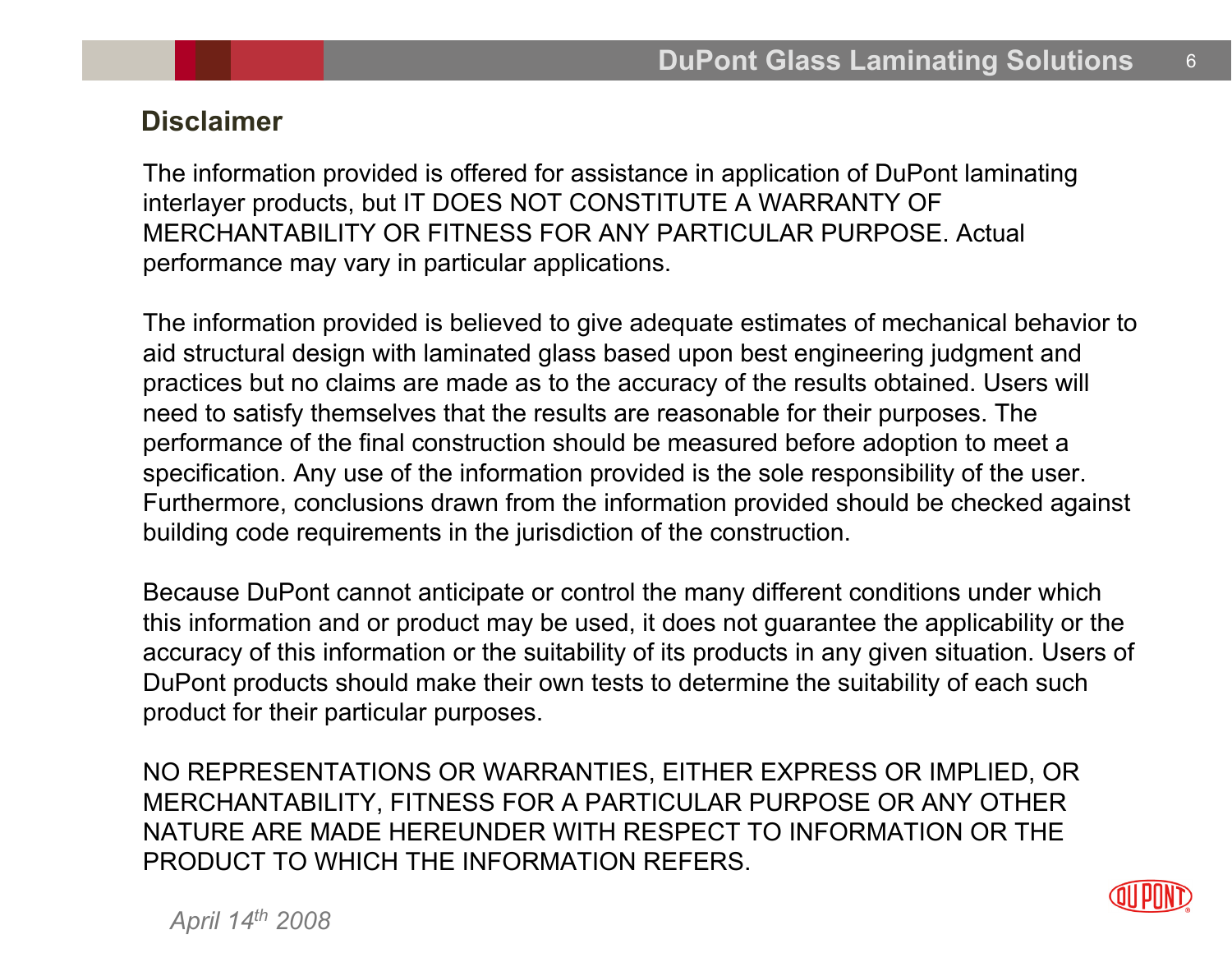## Disclaimer

The information provided is offered for assistance in application of DuPont laminating interlayer products, but IT DOES NOT CONSTITUTE A WARRANTY OF MERCHANTABILITY OR FITNESS FOR ANY PARTICULAR PURPOSE. Actual performance may vary in particular applications.

The information provided is believed to give adequate estimates of mechanical behavior to aid structural design with laminated glass based upon best engineering judgment and practices but no claims are made as to the accuracy of the results obtained. Users will need to satisfy themselves that the results are reasonable for their purposes. The performance of the final construction should be measured before adoption to meet a specification. Any use of the information provided is the sole responsibility of the user. Furthermore, conclusions drawn from the information provided should be checked against building code requirements in the jurisdiction of the construction.

Because DuPont cannot anticipate or control the many different conditions under which this information and or product may be used, it does not guarantee the applicability or the accuracy of this information or the suitability of its products in any given situation. Users of DuPont products should make their own tests to determine the suitability of each such product for their particular purposes.

NO REPRESENTATIONS OR WARRANTIES, EITHER EXPRESS OR IMPLIED, OR MERCHANTABILITY, FITNESS FOR A PARTICULAR PURPOSE OR ANY OTHER NATURE ARE MADE HEREUNDER WITH RESPECT TO INFORMATION OR THE PRODUCT TO WHICH THE INFORMATION REFERS.

*April 14th 2008*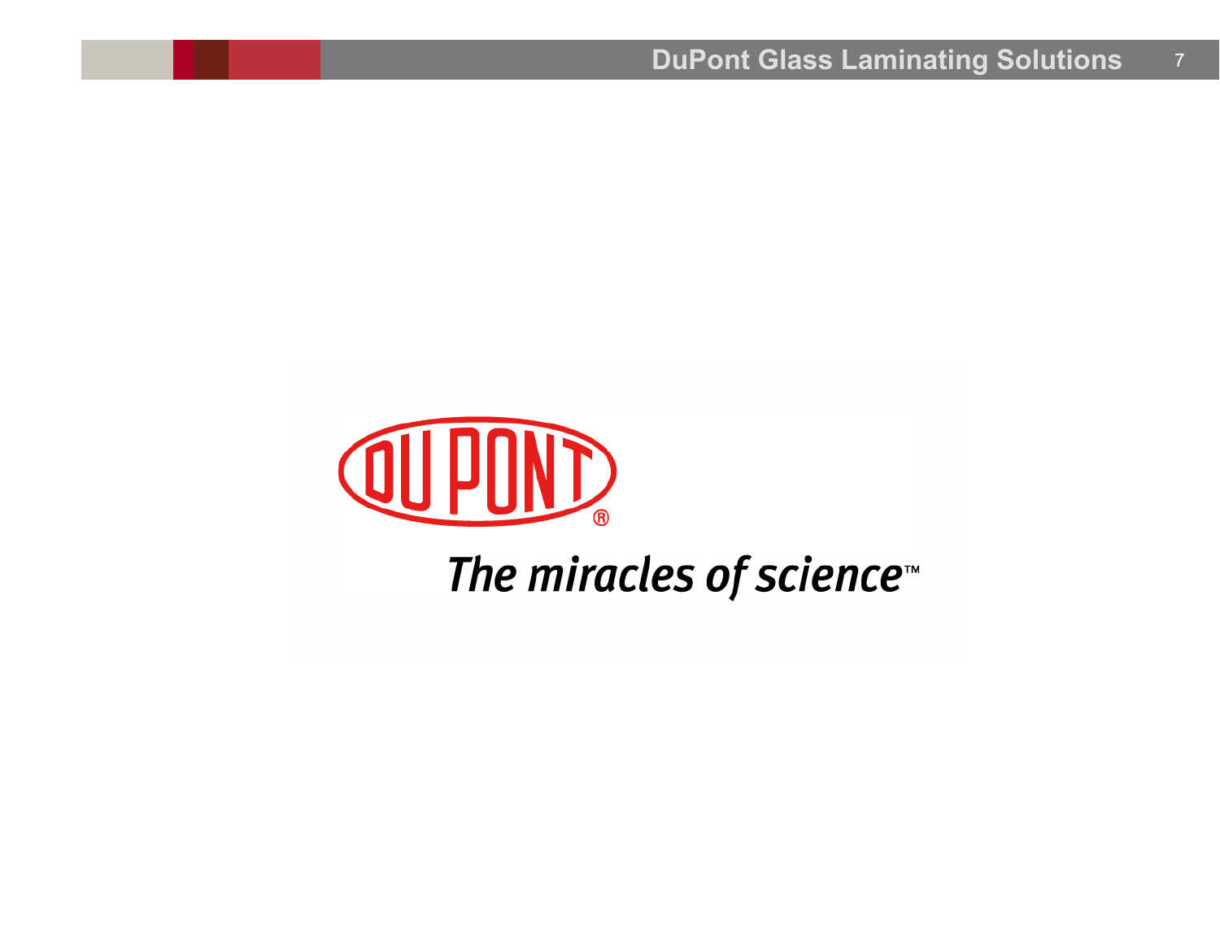DU PONT ®

*The miracles of science™*